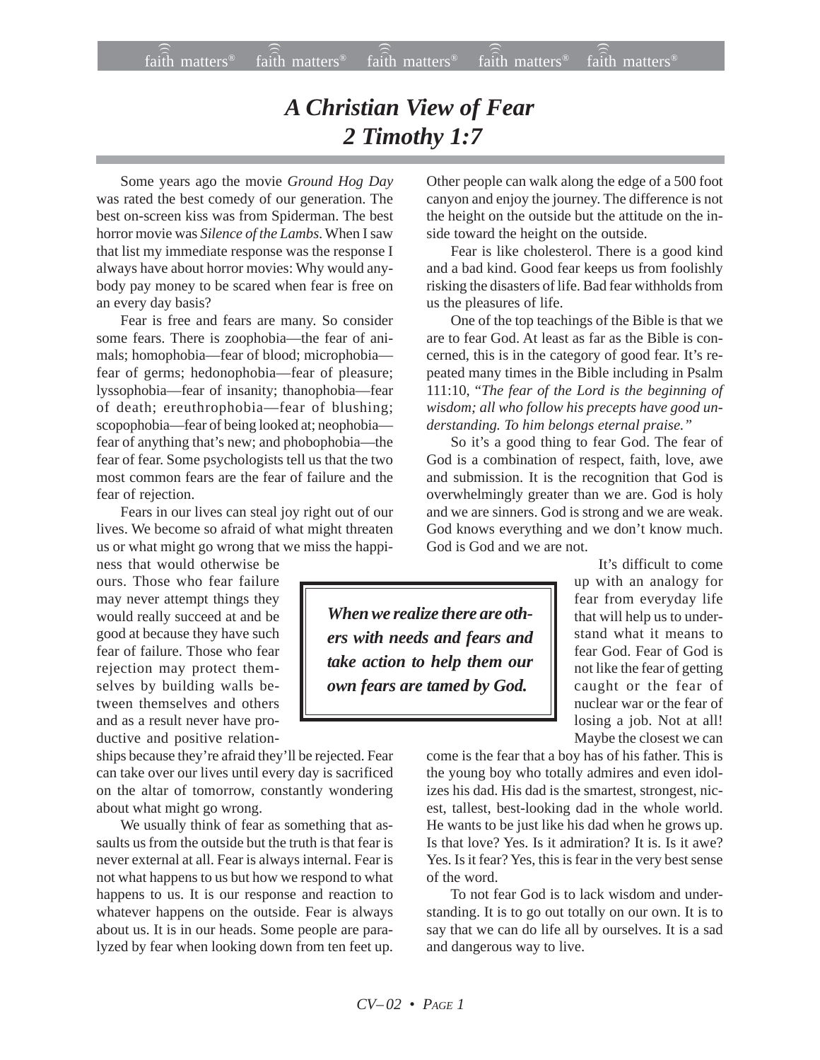# *A Christian View of Fear*
# *2 Timothy 1:7*

Some years ago the movie *Ground Hog Day* was rated the best comedy of our generation. The best on-screen kiss was from Spiderman. The best horror movie was *Silence of the Lambs.* When I saw that list my immediate response was the response I always have about horror movies: Why would anybody pay money to be scared when fear is free on an every day basis?

Fear is free and fears are many. So consider some fears. There is zoophobia—the fear of animals; homophobia—fear of blood; microphobia—fear of germs; hedonophobia—fear of pleasure; lyssophobia—fear of insanity; thanophobia—fear of death; ereuthrophobia—fear of blushing; scopophobia—fear of being looked at; neophobia—fear of anything that's new; and phobophobia—the fear of fear. Some psychologists tell us that the two most common fears are the fear of failure and the fear of rejection.

Fears in our lives can steal joy right out of our lives. We become so afraid of what might threaten us or what might go wrong that we miss the happiness that would otherwise be ours. Those who fear failure may never attempt things they would really succeed at and be good at because they have such fear of failure. Those who fear rejection may protect themselves by building walls between themselves and others and as a result never have productive and positive relationships because they're afraid they'll be rejected. Fear can take over our lives until every day is sacrificed on the altar of tomorrow, constantly wondering about what might go wrong.

We usually think of fear as something that assaults us from the outside but the truth is that fear is never external at all. Fear is always internal. Fear is not what happens to us but how we respond to what happens to us. It is our response and reaction to whatever happens on the outside. Fear is always about us. It is in our heads. Some people are paralyzed by fear when looking down from ten feet up. Other people can walk along the edge of a 500 foot canyon and enjoy the journey. The difference is not the height on the outside but the attitude on the inside toward the height on the outside.

Fear is like cholesterol. There is a good kind and a bad kind. Good fear keeps us from foolishly risking the disasters of life. Bad fear withholds from us the pleasures of life.

One of the top teachings of the Bible is that we are to fear God. At least as far as the Bible is concerned, this is in the category of good fear. It's repeated many times in the Bible including in Psalm 111:10, "*The fear of the Lord is the beginning of wisdom; all who follow his precepts have good understanding. To him belongs eternal praise.*"

So it's a good thing to fear God. The fear of God is a combination of respect, faith, love, awe and submission. It is the recognition that God is overwhelmingly greater than we are. God is holy and we are sinners. God is strong and we are weak. God knows everything and we don't know much. God is God and we are not.

> ***When we realize there are others with needs and fears and take action to help them our own fears are tamed by God.***

It's difficult to come up with an analogy for fear from everyday life that will help us to understand what it means to fear God. Fear of God is not like the fear of getting caught or the fear of nuclear war or the fear of losing a job. Not at all! Maybe the closest we can come is the fear that a boy has of his father. This is the young boy who totally admires and even idolizes his dad. His dad is the smartest, strongest, nicest, tallest, best-looking dad in the whole world. He wants to be just like his dad when he grows up. Is that love? Yes. Is it admiration? It is. Is it awe? Yes. Is it fear? Yes, this is fear in the very best sense of the word.

To not fear God is to lack wisdom and understanding. It is to go out totally on our own. It is to say that we can do life all by ourselves. It is a sad and dangerous way to live.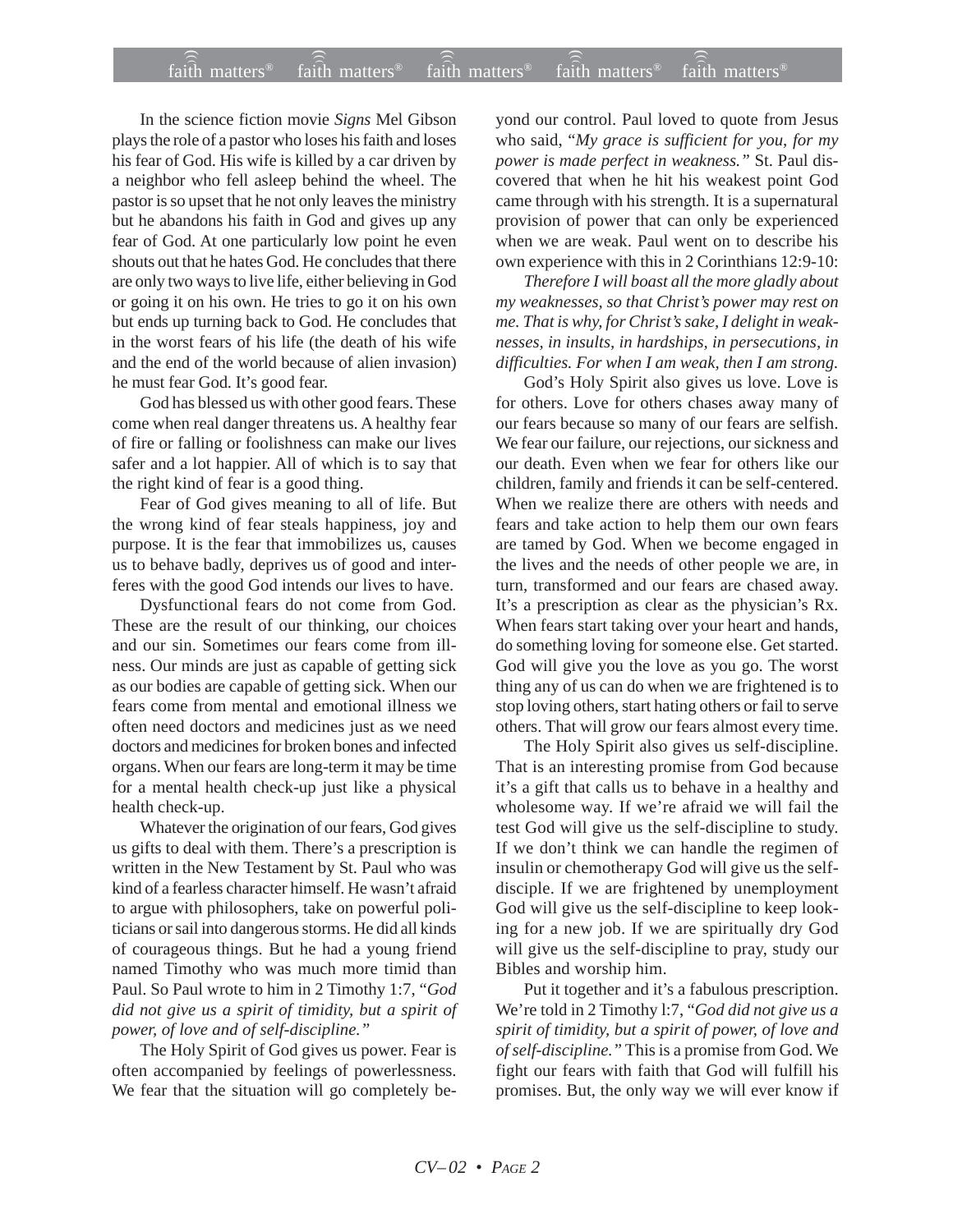In the science fiction movie *Signs* Mel Gibson plays the role of a pastor who loses his faith and loses his fear of God. His wife is killed by a car driven by a neighbor who fell asleep behind the wheel. The pastor is so upset that he not only leaves the ministry but he abandons his faith in God and gives up any fear of God. At one particularly low point he even shouts out that he hates God. He concludes that there are only two ways to live life, either believing in God or going it on his own. He tries to go it on his own but ends up turning back to God. He concludes that in the worst fears of his life (the death of his wife and the end of the world because of alien invasion) he must fear God. It's good fear.

God has blessed us with other good fears. These come when real danger threatens us. A healthy fear of fire or falling or foolishness can make our lives safer and a lot happier. All of which is to say that the right kind of fear is a good thing.

Fear of God gives meaning to all of life. But the wrong kind of fear steals happiness, joy and purpose. It is the fear that immobilizes us, causes us to behave badly, deprives us of good and interferes with the good God intends our lives to have.

Dysfunctional fears do not come from God. These are the result of our thinking, our choices and our sin. Sometimes our fears come from illness. Our minds are just as capable of getting sick as our bodies are capable of getting sick. When our fears come from mental and emotional illness we often need doctors and medicines just as we need doctors and medicines for broken bones and infected organs. When our fears are long-term it may be time for a mental health check-up just like a physical health check-up.

Whatever the origination of our fears, God gives us gifts to deal with them. There's a prescription is written in the New Testament by St. Paul who was kind of a fearless character himself. He wasn't afraid to argue with philosophers, take on powerful politicians or sail into dangerous storms. He did all kinds of courageous things. But he had a young friend named Timothy who was much more timid than Paul. So Paul wrote to him in 2 Timothy 1:7, "*God did not give us a spirit of timidity, but a spirit of power, of love and of self-discipline.*"

The Holy Spirit of God gives us power. Fear is often accompanied by feelings of powerlessness. We fear that the situation will go completely beyond our control. Paul loved to quote from Jesus who said, "*My grace is sufficient for you, for my power is made perfect in weakness.*" St. Paul discovered that when he hit his weakest point God came through with his strength. It is a supernatural provision of power that can only be experienced when we are weak. Paul went on to describe his own experience with this in 2 Corinthians 12:9-10:

*Therefore I will boast all the more gladly about my weaknesses, so that Christ's power may rest on me. That is why, for Christ's sake, I delight in weaknesses, in insults, in hardships, in persecutions, in difficulties. For when I am weak, then I am strong.*

God's Holy Spirit also gives us love. Love is for others. Love for others chases away many of our fears because so many of our fears are selfish. We fear our failure, our rejections, our sickness and our death. Even when we fear for others like our children, family and friends it can be self-centered. When we realize there are others with needs and fears and take action to help them our own fears are tamed by God. When we become engaged in the lives and the needs of other people we are, in turn, transformed and our fears are chased away. It's a prescription as clear as the physician's Rx. When fears start taking over your heart and hands, do something loving for someone else. Get started. God will give you the love as you go. The worst thing any of us can do when we are frightened is to stop loving others, start hating others or fail to serve others. That will grow our fears almost every time.

The Holy Spirit also gives us self-discipline. That is an interesting promise from God because it's a gift that calls us to behave in a healthy and wholesome way. If we're afraid we will fail the test God will give us the self-discipline to study. If we don't think we can handle the regimen of insulin or chemotherapy God will give us the self-disciple. If we are frightened by unemployment God will give us the self-discipline to keep looking for a new job. If we are spiritually dry God will give us the self-discipline to pray, study our Bibles and worship him.

Put it together and it's a fabulous prescription. We're told in 2 Timothy l:7, "*God did not give us a spirit of timidity, but a spirit of power, of love and of self-discipline.*" This is a promise from God. We fight our fears with faith that God will fulfill his promises. But, the only way we will ever know if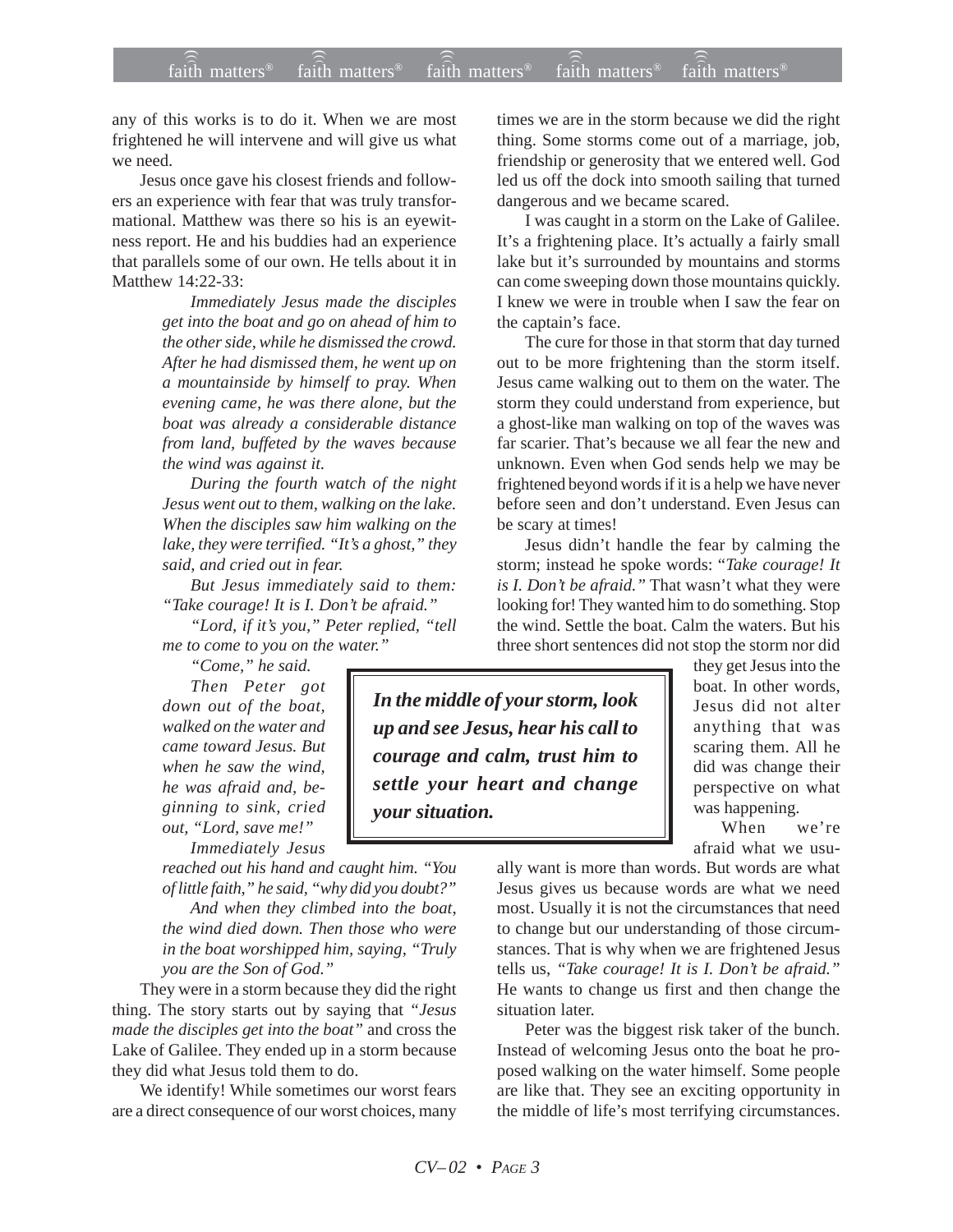any of this works is to do it. When we are most frightened he will intervene and will give us what we need.

Jesus once gave his closest friends and followers an experience with fear that was truly transformational. Matthew was there so his is an eyewitness report. He and his buddies had an experience that parallels some of our own. He tells about it in Matthew 14:22-33:

> *Immediately Jesus made the disciples get into the boat and go on ahead of him to the other side, while he dismissed the crowd. After he had dismissed them, he went up on a mountainside by himself to pray. When evening came, he was there alone, but the boat was already a considerable distance from land, buffeted by the waves because the wind was against it.*
>
> *During the fourth watch of the night Jesus went out to them, walking on the lake. When the disciples saw him walking on the lake, they were terrified. "It's a ghost," they said, and cried out in fear.*
>
> *But Jesus immediately said to them: "Take courage! It is I. Don't be afraid."*
>
> *"Lord, if it's you," Peter replied, "tell me to come to you on the water."*
>
> *"Come," he said.*
>
> *Then Peter got down out of the boat, walked on the water and came toward Jesus. But when he saw the wind, he was afraid and, beginning to sink, cried out, "Lord, save me!"*
>
> *Immediately Jesus reached out his hand and caught him. "You of little faith," he said, "why did you doubt?"*
>
> *And when they climbed into the boat, the wind died down. Then those who were in the boat worshipped him, saying, "Truly you are the Son of God."*

They were in a storm because they did the right thing. The story starts out by saying that *"Jesus made the disciples get into the boat"* and cross the Lake of Galilee. They ended up in a storm because they did what Jesus told them to do.

We identify! While sometimes our worst fears are a direct consequence of our worst choices, many times we are in the storm because we did the right thing. Some storms come out of a marriage, job, friendship or generosity that we entered well. God led us off the dock into smooth sailing that turned dangerous and we became scared.

I was caught in a storm on the Lake of Galilee. It's a frightening place. It's actually a fairly small lake but it's surrounded by mountains and storms can come sweeping down those mountains quickly. I knew we were in trouble when I saw the fear on the captain's face.

The cure for those in that storm that day turned out to be more frightening than the storm itself. Jesus came walking out to them on the water. The storm they could understand from experience, but a ghost-like man walking on top of the waves was far scarier. That's because we all fear the new and unknown. Even when God sends help we may be frightened beyond words if it is a help we have never before seen and don't understand. Even Jesus can be scary at times!

Jesus didn't handle the fear by calming the storm; instead he spoke words: "*Take courage! It is I. Don't be afraid."* That wasn't what they were looking for! They wanted him to do something. Stop the wind. Settle the boat. Calm the waters. But his three short sentences did not stop the storm nor did they get Jesus into the boat. In other words, Jesus did not alter anything that was scaring them. All he did was change their perspective on what was happening.

**_In the middle of your storm, look up and see Jesus, hear his call to courage and calm, trust him to settle your heart and change your situation._**

When we're afraid what we usually want is more than words. But words are what Jesus gives us because words are what we need most. Usually it is not the circumstances that need to change but our understanding of those circumstances. That is why when we are frightened Jesus tells us, *"Take courage! It is I. Don't be afraid."* He wants to change us first and then change the situation later.

Peter was the biggest risk taker of the bunch. Instead of welcoming Jesus onto the boat he proposed walking on the water himself. Some people are like that. They see an exciting opportunity in the middle of life's most terrifying circumstances.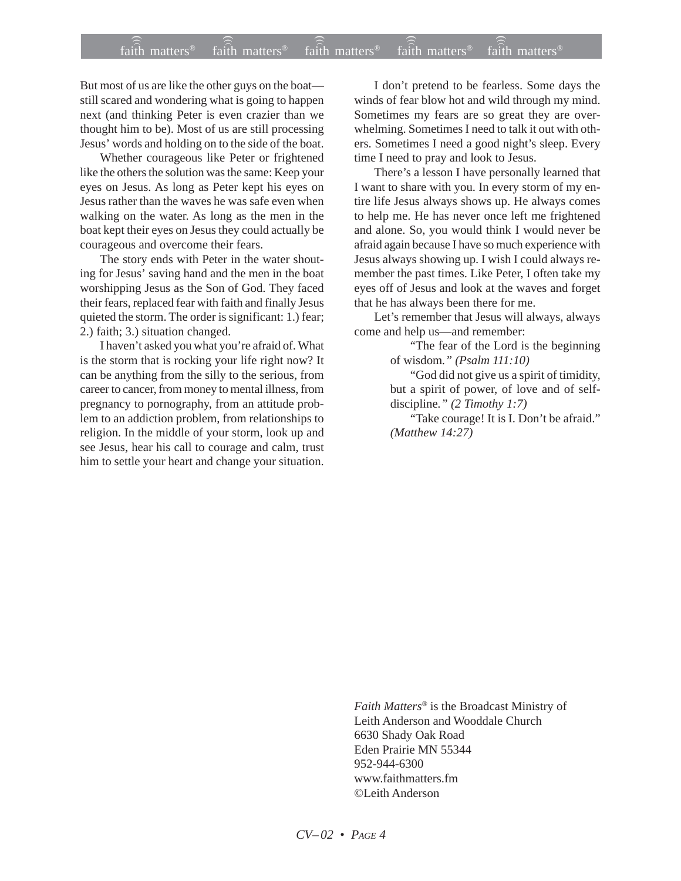But most of us are like the other guys on the boat—still scared and wondering what is going to happen next (and thinking Peter is even crazier than we thought him to be). Most of us are still processing Jesus' words and holding on to the side of the boat.

Whether courageous like Peter or frightened like the others the solution was the same: Keep your eyes on Jesus. As long as Peter kept his eyes on Jesus rather than the waves he was safe even when walking on the water. As long as the men in the boat kept their eyes on Jesus they could actually be courageous and overcome their fears.

The story ends with Peter in the water shouting for Jesus' saving hand and the men in the boat worshipping Jesus as the Son of God. They faced their fears, replaced fear with faith and finally Jesus quieted the storm. The order is significant: 1.) fear; 2.) faith; 3.) situation changed.

I haven't asked you what you're afraid of. What is the storm that is rocking your life right now? It can be anything from the silly to the serious, from career to cancer, from money to mental illness, from pregnancy to pornography, from an attitude problem to an addiction problem, from relationships to religion. In the middle of your storm, look up and see Jesus, hear his call to courage and calm, trust him to settle your heart and change your situation.

I don't pretend to be fearless. Some days the winds of fear blow hot and wild through my mind. Sometimes my fears are so great they are overwhelming. Sometimes I need to talk it out with others. Sometimes I need a good night's sleep. Every time I need to pray and look to Jesus.

There's a lesson I have personally learned that I want to share with you. In every storm of my entire life Jesus always shows up. He always comes to help me. He has never once left me frightened and alone. So, you would think I would never be afraid again because I have so much experience with Jesus always showing up. I wish I could always remember the past times. Like Peter, I often take my eyes off of Jesus and look at the waves and forget that he has always been there for me.

Let's remember that Jesus will always, always come and help us—and remember:

> "The fear of the Lord is the beginning of wisdom." *(Psalm 111:10)*
>
> "God did not give us a spirit of timidity, but a spirit of power, of love and of self-discipline." *(2 Timothy 1:7)*
>
> "Take courage! It is I. Don't be afraid." *(Matthew 14:27)*

*Faith Matters*® is the Broadcast Ministry of
Leith Anderson and Wooddale Church
6630 Shady Oak Road
Eden Prairie MN 55344
952-944-6300
www.faithmatters.fm
©Leith Anderson